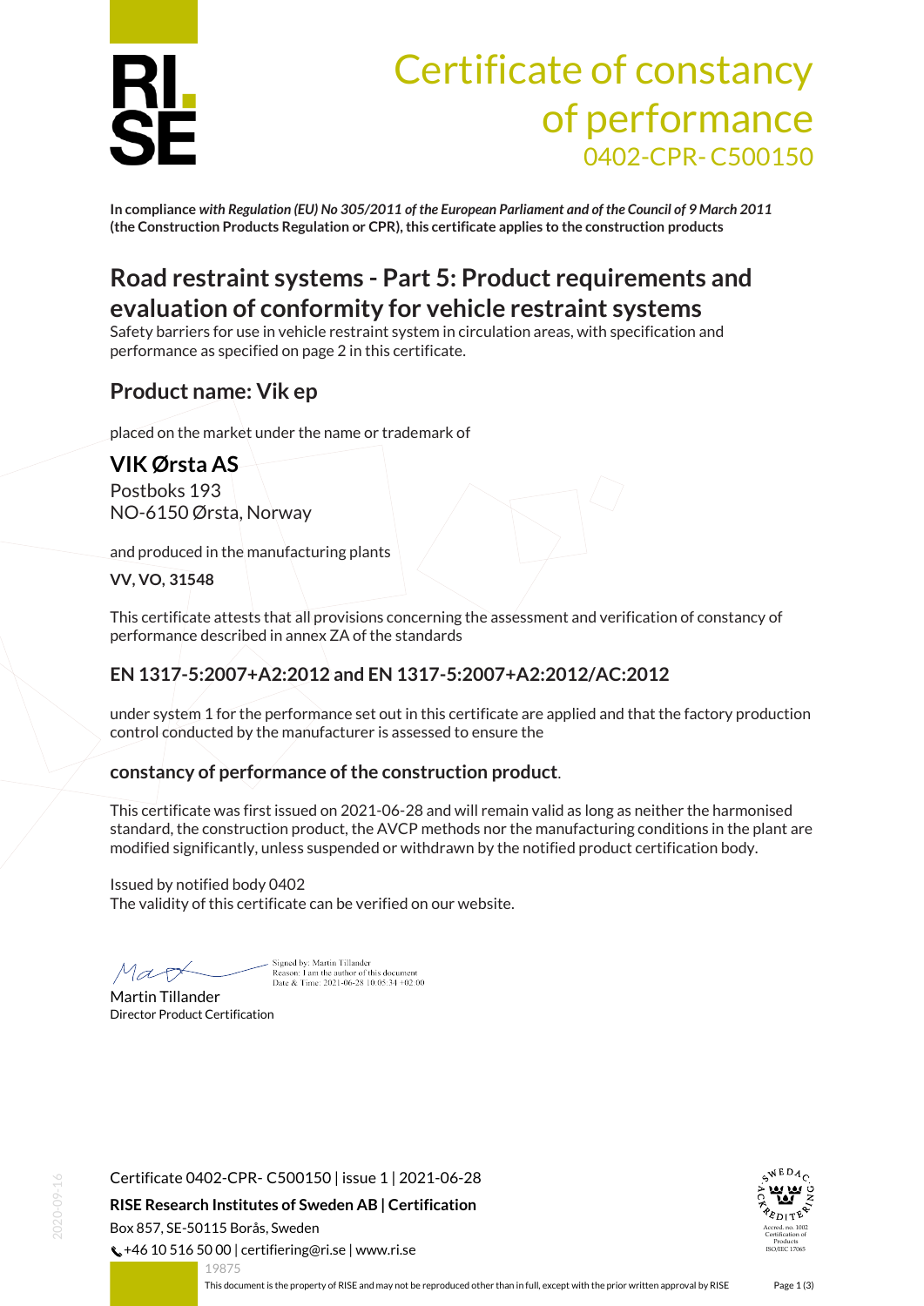# Certificate of constancy of performance

0402-CPR- C500150

**In compliance** ***with Regulation (EU) No 305/2011 of the European Parliament and of the Council of 9 March 2011*** **(the Construction Products Regulation or CPR), this certificate applies to the construction products**

## Road restraint systems - Part 5: Product requirements and evaluation of conformity for vehicle restraint systems

Safety barriers for use in vehicle restraint system in circulation areas, with specification and performance as specified on page 2 in this certificate.

## Product name: Vik ep

placed on the market under the name or trademark of

## VIK Ørsta AS

Postboks 193
NO-6150 Ørsta, Norway

and produced in the manufacturing plants

**VV, VO, 31548**

This certificate attests that all provisions concerning the assessment and verification of constancy of performance described in annex ZA of the standards

### EN 1317-5:2007+A2:2012 and EN 1317-5:2007+A2:2012/AC:2012

under system 1 for the performance set out in this certificate are applied and that the factory production control conducted by the manufacturer is assessed to ensure the

### constancy of performance of the construction product.

This certificate was first issued on 2021-06-28 and will remain valid as long as neither the harmonised standard, the construction product, the AVCP methods nor the manufacturing conditions in the plant are modified significantly, unless suspended or withdrawn by the notified product certification body.

Issued by notified body 0402
The validity of this certificate can be verified on our website.

Signed by: Martin Tillander
Reason: I am the author of this document
Date & Time: 2021-06-28 10:05:34 +02:00

Martin Tillander
Director Product Certification

Certificate 0402-CPR- C500150 | issue 1 | 2021-06-28

**RISE Research Institutes of Sweden AB | Certification**

Box 857, SE-50115 Borås, Sweden
+46 10 516 50 00 | certifiering@ri.se | www.ri.se

Accred. no. 1002 Certification of Products ISO/IEC 17065

19875

This document is the property of RISE and may not be reproduced other than in full, except with the prior written approval by RISE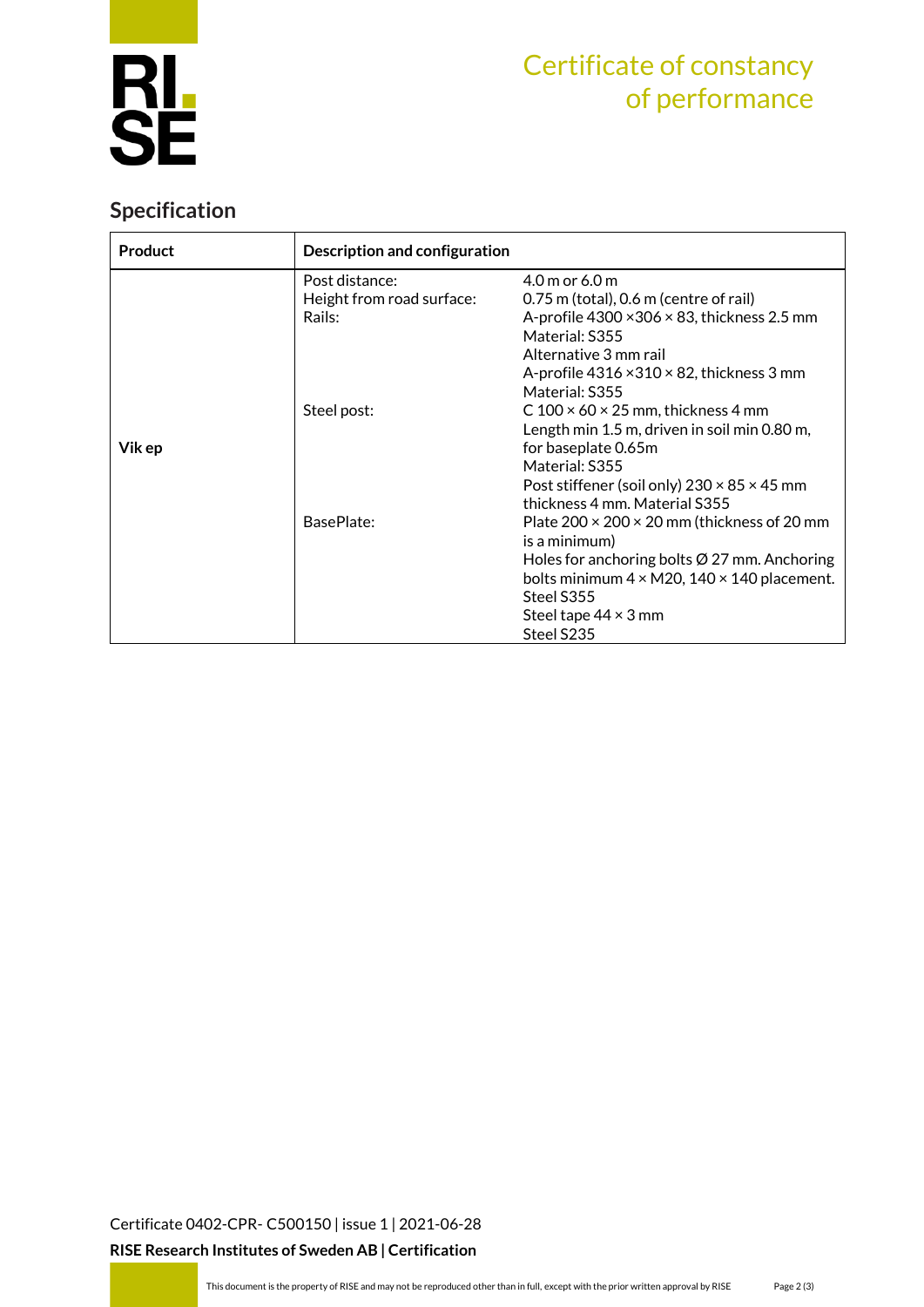# Certificate of constancy of performance

## Specification

| Product | Description and configuration | |
|---|---|---|
| Vik ep | Post distance: | 4.0 m or 6.0 m |
| | Height from road surface: | 0.75 m (total), 0.6 m (centre of rail) |
| | Rails: | A-profile 4300 ×306 × 83, thickness 2.5 mm<br>Material: S355<br>Alternative 3 mm rail<br>A-profile 4316 ×310 × 82, thickness 3 mm<br>Material: S355 |
| | Steel post: | C 100 × 60 × 25 mm, thickness 4 mm<br>Length min 1.5 m, driven in soil min 0.80 m, for baseplate 0.65m<br>Material: S355<br>Post stiffener (soil only) 230 × 85 × 45 mm thickness 4 mm. Material S355 |
| | BasePlate: | Plate 200 × 200 × 20 mm (thickness of 20 mm is a minimum)<br>Holes for anchoring bolts Ø 27 mm. Anchoring bolts minimum 4 × M20, 140 × 140 placement.<br>Steel S355<br>Steel tape 44 × 3 mm<br>Steel S235 |

Certificate 0402-CPR- C500150 | issue 1 | 2021-06-28

**RISE Research Institutes of Sweden AB | Certification**

This document is the property of RISE and may not be reproduced other than in full, except with the prior written approval by RISE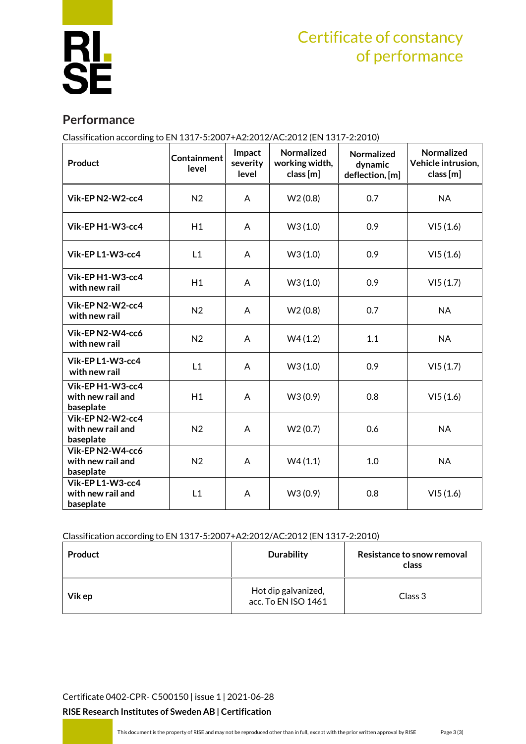Certificate of constancy of performance

## Performance

Classification according to EN 1317-5:2007+A2:2012/AC:2012 (EN 1317-2:2010)

| Product | Containment level | Impact severity level | Normalized working width, class [m] | Normalized dynamic deflection, [m] | Normalized Vehicle intrusion, class [m] |
|---|---|---|---|---|---|
| **Vik-EP N2-W2-cc4** | N2 | A | W2 (0.8) | 0.7 | NA |
| **Vik-EP H1-W3-cc4** | H1 | A | W3 (1.0) | 0.9 | VI5 (1.6) |
| **Vik-EP L1-W3-cc4** | L1 | A | W3 (1.0) | 0.9 | VI5 (1.6) |
| **Vik-EP H1-W3-cc4 with new rail** | H1 | A | W3 (1.0) | 0.9 | VI5 (1.7) |
| **Vik-EP N2-W2-cc4 with new rail** | N2 | A | W2 (0.8) | 0.7 | NA |
| **Vik-EP N2-W4-cc6 with new rail** | N2 | A | W4 (1.2) | 1.1 | NA |
| **Vik-EP L1-W3-cc4 with new rail** | L1 | A | W3 (1.0) | 0.9 | VI5 (1.7) |
| **Vik-EP H1-W3-cc4 with new rail and baseplate** | H1 | A | W3 (0.9) | 0.8 | VI5 (1.6) |
| **Vik-EP N2-W2-cc4 with new rail and baseplate** | N2 | A | W2 (0.7) | 0.6 | NA |
| **Vik-EP N2-W4-cc6 with new rail and baseplate** | N2 | A | W4 (1.1) | 1.0 | NA |
| **Vik-EP L1-W3-cc4 with new rail and baseplate** | L1 | A | W3 (0.9) | 0.8 | VI5 (1.6) |

Classification according to EN 1317-5:2007+A2:2012/AC:2012 (EN 1317-2:2010)

| Product | Durability | Resistance to snow removal class |
|---|---|---|
| **Vik ep** | Hot dip galvanized, acc. To EN ISO 1461 | Class 3 |

Certificate 0402-CPR- C500150 | issue 1 | 2021-06-28

**RISE Research Institutes of Sweden AB | Certification**

This document is the property of RISE and may not be reproduced other than in full, except with the prior written approval by RISE